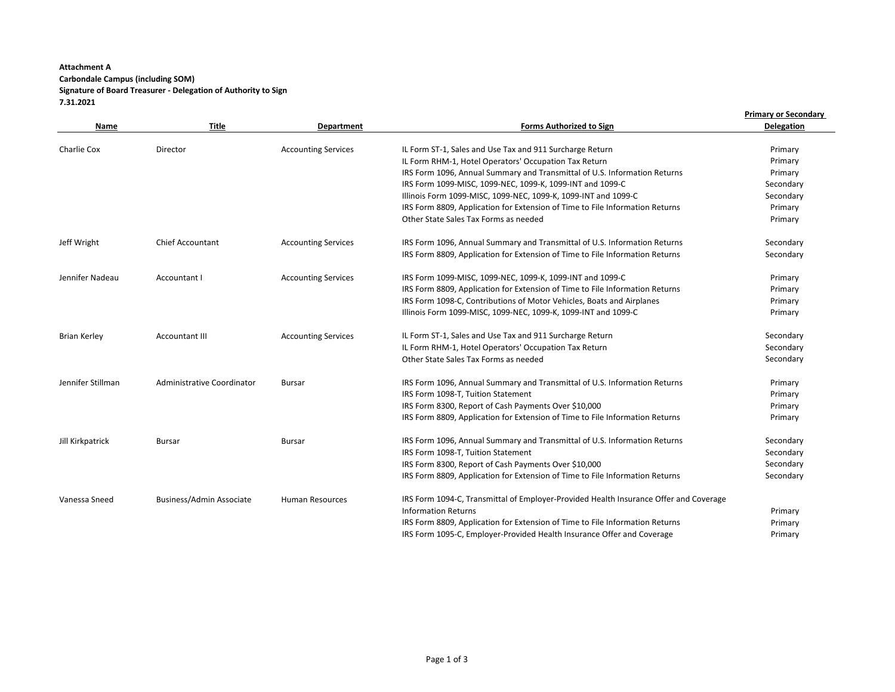**Attachment A**
**Carbondale Campus (including SOM)**
**Signature of Board Treasurer - Delegation of Authority to Sign**
**7.31.2021**

| Name | Title | Department | Forms Authorized to Sign | Primary or Secondary Delegation |
|---|---|---|---|---|
| Charlie Cox | Director | Accounting Services | IL Form ST-1, Sales and Use Tax and 911 Surcharge Return | Primary |
| | | | IL Form RHM-1, Hotel Operators' Occupation Tax Return | Primary |
| | | | IRS Form 1096, Annual Summary and Transmittal of U.S. Information Returns | Primary |
| | | | IRS Form 1099-MISC, 1099-NEC, 1099-K, 1099-INT and 1099-C | Secondary |
| | | | Illinois Form 1099-MISC, 1099-NEC, 1099-K, 1099-INT and 1099-C | Secondary |
| | | | IRS Form 8809, Application for Extension of Time to File Information Returns | Primary |
| | | | Other State Sales Tax Forms as needed | Primary |
| Jeff Wright | Chief Accountant | Accounting Services | IRS Form 1096, Annual Summary and Transmittal of U.S. Information Returns | Secondary |
| | | | IRS Form 8809, Application for Extension of Time to File Information Returns | Secondary |
| Jennifer Nadeau | Accountant I | Accounting Services | IRS Form 1099-MISC, 1099-NEC, 1099-K, 1099-INT and 1099-C | Primary |
| | | | IRS Form 8809, Application for Extension of Time to File Information Returns | Primary |
| | | | IRS Form 1098-C, Contributions of Motor Vehicles, Boats and Airplanes | Primary |
| | | | Illinois Form 1099-MISC, 1099-NEC, 1099-K, 1099-INT and 1099-C | Primary |
| Brian Kerley | Accountant III | Accounting Services | IL Form ST-1, Sales and Use Tax and 911 Surcharge Return | Secondary |
| | | | IL Form RHM-1, Hotel Operators' Occupation Tax Return | Secondary |
| | | | Other State Sales Tax Forms as needed | Secondary |
| Jennifer Stillman | Administrative Coordinator | Bursar | IRS Form 1096, Annual Summary and Transmittal of U.S. Information Returns | Primary |
| | | | IRS Form 1098-T, Tuition Statement | Primary |
| | | | IRS Form 8300, Report of Cash Payments Over $10,000 | Primary |
| | | | IRS Form 8809, Application for Extension of Time to File Information Returns | Primary |
| Jill Kirkpatrick | Bursar | Bursar | IRS Form 1096, Annual Summary and Transmittal of U.S. Information Returns | Secondary |
| | | | IRS Form 1098-T, Tuition Statement | Secondary |
| | | | IRS Form 8300, Report of Cash Payments Over $10,000 | Secondary |
| | | | IRS Form 8809, Application for Extension of Time to File Information Returns | Secondary |
| Vanessa Sneed | Business/Admin Associate | Human Resources | IRS Form 1094-C, Transmittal of Employer-Provided Health Insurance Offer and Coverage Information Returns | Primary |
| | | | IRS Form 8809, Application for Extension of Time to File Information Returns | Primary |
| | | | IRS Form 1095-C, Employer-Provided Health Insurance Offer and Coverage | Primary |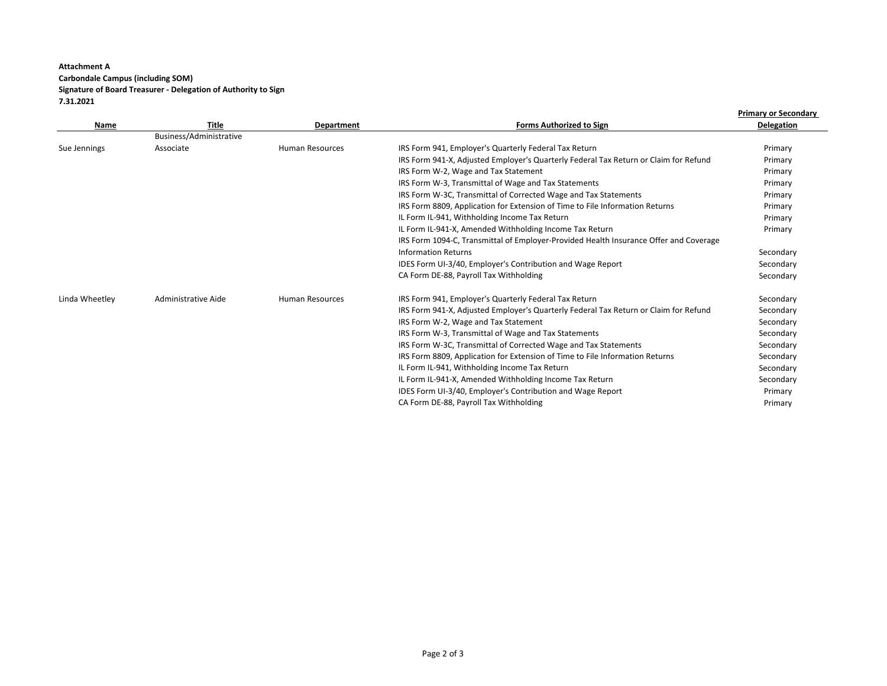**Attachment A**
**Carbondale Campus (including SOM)**
**Signature of Board Treasurer - Delegation of Authority to Sign**
**7.31.2021**

| Name | Title | Department | Forms Authorized to Sign | Primary or Secondary Delegation |
|---|---|---|---|---|
| Sue Jennings | Business/Administrative Associate | Human Resources | IRS Form 941, Employer's Quarterly Federal Tax Return | Primary |
| | | | IRS Form 941-X, Adjusted Employer's Quarterly Federal Tax Return or Claim for Refund | Primary |
| | | | IRS Form W-2, Wage and Tax Statement | Primary |
| | | | IRS Form W-3, Transmittal of Wage and Tax Statements | Primary |
| | | | IRS Form W-3C, Transmittal of Corrected Wage and Tax Statements | Primary |
| | | | IRS Form 8809, Application for Extension of Time to File Information Returns | Primary |
| | | | IL Form IL-941, Withholding Income Tax Return | Primary |
| | | | IL Form IL-941-X, Amended Withholding Income Tax Return | Primary |
| | | | IRS Form 1094-C, Transmittal of Employer-Provided Health Insurance Offer and Coverage Information Returns | Secondary |
| | | | IDES Form UI-3/40, Employer's Contribution and Wage Report | Secondary |
| | | | CA Form DE-88, Payroll Tax Withholding | Secondary |
| Linda Wheetley | Administrative Aide | Human Resources | IRS Form 941, Employer's Quarterly Federal Tax Return | Secondary |
| | | | IRS Form 941-X, Adjusted Employer's Quarterly Federal Tax Return or Claim for Refund | Secondary |
| | | | IRS Form W-2, Wage and Tax Statement | Secondary |
| | | | IRS Form W-3, Transmittal of Wage and Tax Statements | Secondary |
| | | | IRS Form W-3C, Transmittal of Corrected Wage and Tax Statements | Secondary |
| | | | IRS Form 8809, Application for Extension of Time to File Information Returns | Secondary |
| | | | IL Form IL-941, Withholding Income Tax Return | Secondary |
| | | | IL Form IL-941-X, Amended Withholding Income Tax Return | Secondary |
| | | | IDES Form UI-3/40, Employer's Contribution and Wage Report | Primary |
| | | | CA Form DE-88, Payroll Tax Withholding | Primary |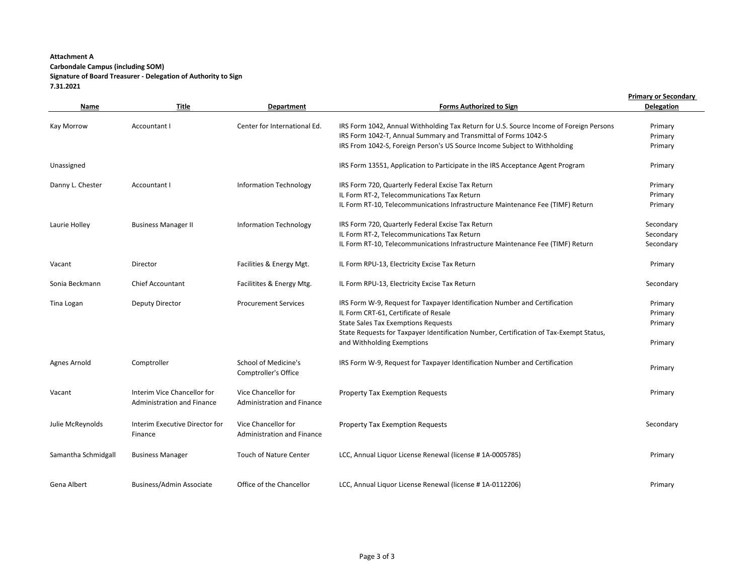**Attachment A**
**Carbondale Campus (including SOM)**
**Signature of Board Treasurer - Delegation of Authority to Sign**
**7.31.2021**

| Name | Title | Department | Forms Authorized to Sign | Primary or Secondary Delegation |
|---|---|---|---|---|
| Kay Morrow | Accountant I | Center for International Ed. | IRS Form 1042, Annual Withholding Tax Return for U.S. Source Income of Foreign Persons | Primary |
| | | | IRS Form 1042-T, Annual Summary and Transmittal of Forms 1042-S | Primary |
| | | | IRS From 1042-S, Foreign Person's US Source Income Subject to Withholding | Primary |
| Unassigned | | | IRS Form 13551, Application to Participate in the IRS Acceptance Agent Program | Primary |
| Danny L. Chester | Accountant I | Information Technology | IRS Form 720, Quarterly Federal Excise Tax Return | Primary |
| | | | IL Form RT-2, Telecommunications Tax Return | Primary |
| | | | IL Form RT-10, Telecommunications Infrastructure Maintenance Fee (TIMF) Return | Primary |
| Laurie Holley | Business Manager II | Information Technology | IRS Form 720, Quarterly Federal Excise Tax Return | Secondary |
| | | | IL Form RT-2, Telecommunications Tax Return | Secondary |
| | | | IL Form RT-10, Telecommunications Infrastructure Maintenance Fee (TIMF) Return | Secondary |
| Vacant | Director | Facilities & Energy Mgt. | IL Form RPU-13, Electricity Excise Tax Return | Primary |
| Sonia Beckmann | Chief Accountant | Facilitites & Energy Mtg. | IL Form RPU-13, Electricity Excise Tax Return | Secondary |
| Tina Logan | Deputy Director | Procurement Services | IRS Form W-9, Request for Taxpayer Identification Number and Certification | Primary |
| | | | IL Form CRT-61, Certificate of Resale | Primary |
| | | | State Sales Tax Exemptions Requests | Primary |
| | | | State Requests for Taxpayer Identification Number, Certification of Tax-Exempt Status, and Withholding Exemptions | Primary |
| Agnes Arnold | Comptroller | School of Medicine's Comptroller's Office | IRS Form W-9, Request for Taxpayer Identification Number and Certification | Primary |
| Vacant | Interim Vice Chancellor for Administration and Finance | Vice Chancellor for Administration and Finance | Property Tax Exemption Requests | Primary |
| Julie McReynolds | Interim Executive Director for Finance | Vice Chancellor for Administration and Finance | Property Tax Exemption Requests | Secondary |
| Samantha Schmidgall | Business Manager | Touch of Nature Center | LCC, Annual Liquor License Renewal (license # 1A-0005785) | Primary |
| Gena Albert | Business/Admin Associate | Office of the Chancellor | LCC, Annual Liquor License Renewal (license # 1A-0112206) | Primary |